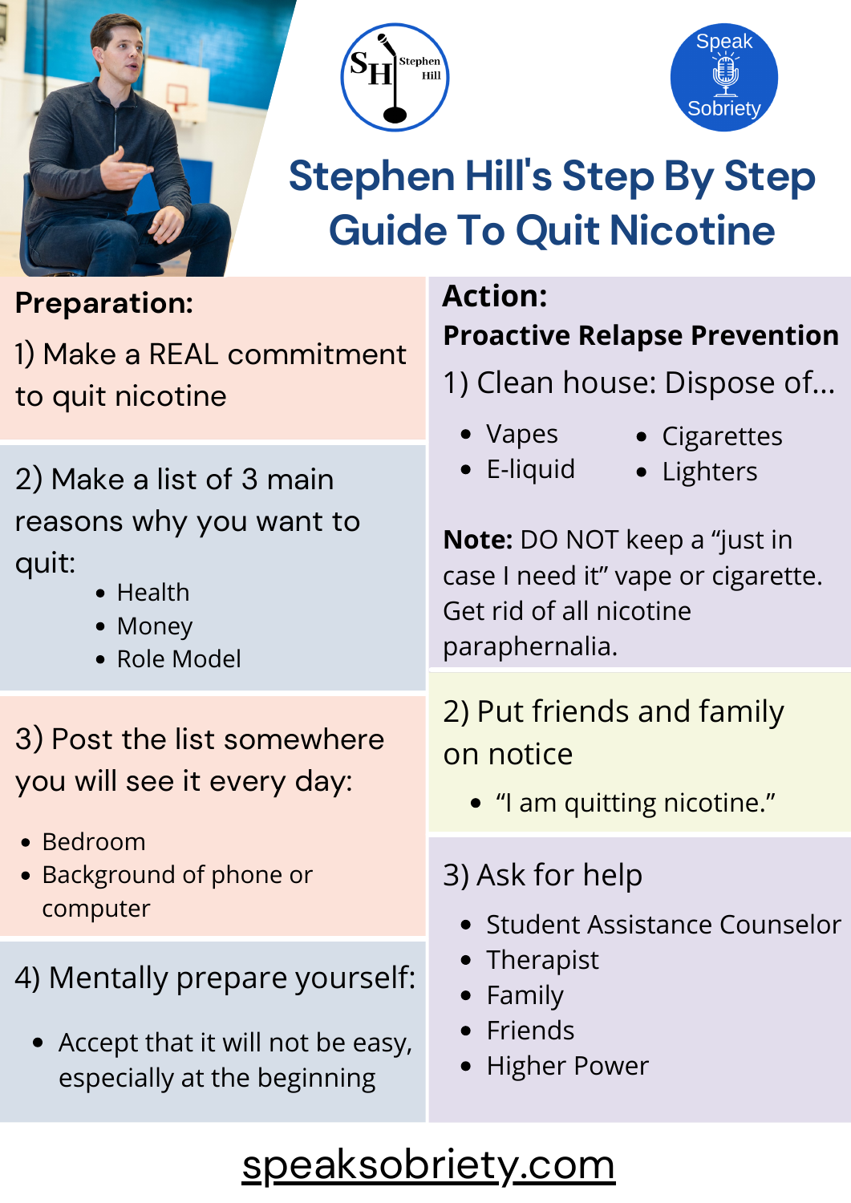Stephen Hill

Speak Sobriety

# Stephen Hill's Step By Step Guide To Quit Nicotine

## Preparation:

1) Make a REAL commitment to quit nicotine

2) Make a list of 3 main reasons why you want to quit:
   - Health
   - Money
   - Role Model

3) Post the list somewhere you will see it every day:
   - Bedroom
   - Background of phone or computer

4) Mentally prepare yourself:
   - Accept that it will not be easy, especially at the beginning

## Action:

### Proactive Relapse Prevention

1) Clean house: Dispose of...
   - Vapes
   - E-liquid
   - Cigarettes
   - Lighters

**Note:** DO NOT keep a "just in case I need it" vape or cigarette. Get rid of all nicotine paraphernalia.

2) Put friends and family on notice
   - "I am quitting nicotine."

3) Ask for help
   - Student Assistance Counselor
   - Therapist
   - Family
   - Friends
   - Higher Power

speaksobriety.com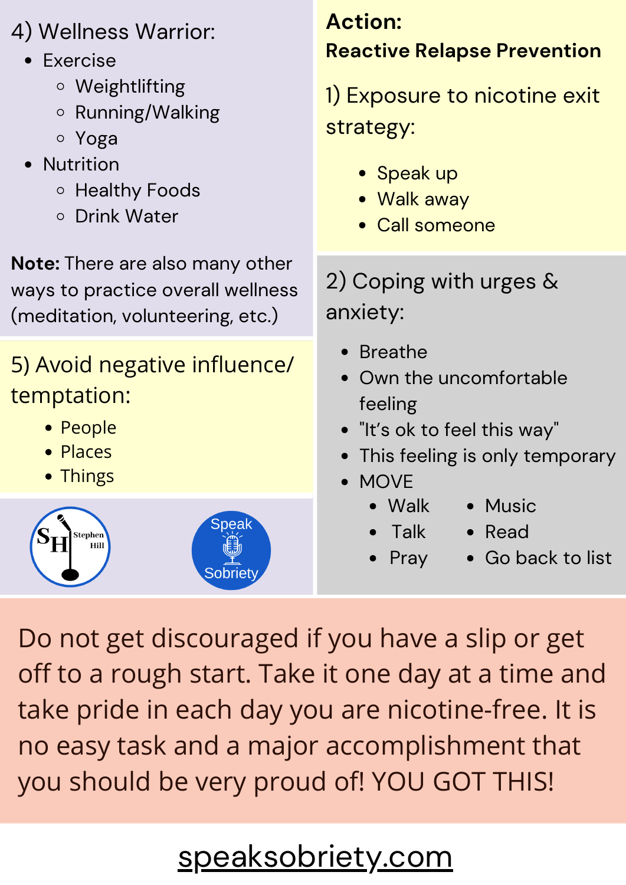## 4) Wellness Warrior:

- Exercise
  - Weightlifting
  - Running/Walking
  - Yoga
- Nutrition
  - Healthy Foods
  - Drink Water

**Note:** There are also many other ways to practice overall wellness (meditation, volunteering, etc.)

## 5) Avoid negative influence/ temptation:

- People
- Places
- Things

**Action:**
**Reactive Relapse Prevention**

## 1) Exposure to nicotine exit strategy:

- Speak up
- Walk away
- Call someone

## 2) Coping with urges & anxiety:

- Breathe
- Own the uncomfortable feeling
- "It's ok to feel this way"
- This feeling is only temporary
- MOVE
  - Walk
  - Talk
  - Pray
  - Music
  - Read
  - Go back to list

Do not get discouraged if you have a slip or get off to a rough start. Take it one day at a time and take pride in each day you are nicotine-free. It is no easy task and a major accomplishment that you should be very proud of! YOU GOT THIS!

speaksobriety.com